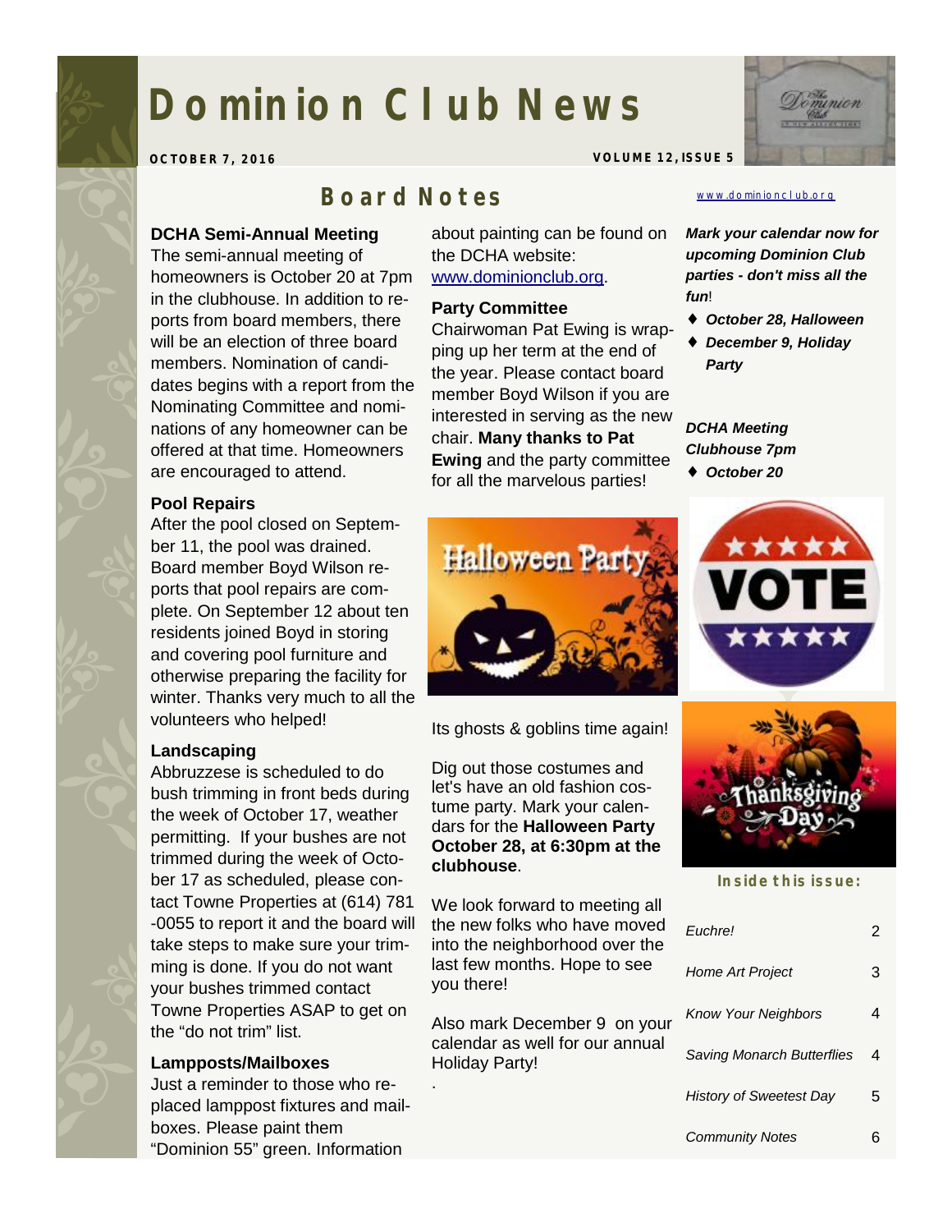# Dominion Club News

**OCTOBER 7, 2016** **VOLUME 12, ISSUE 5**

## Board Notes

**DCHA Semi-Annual Meeting**
The semi-annual meeting of homeowners is October 20 at 7pm in the clubhouse. In addition to reports from board members, there will be an election of three board members. Nomination of candidates begins with a report from the Nominating Committee and nominations of any homeowner can be offered at that time. Homeowners are encouraged to attend.

**Pool Repairs**
After the pool closed on September 11, the pool was drained. Board member Boyd Wilson reports that pool repairs are complete. On September 12 about ten residents joined Boyd in storing and covering pool furniture and otherwise preparing the facility for winter. Thanks very much to all the volunteers who helped!

**Landscaping**
Abbruzzese is scheduled to do bush trimming in front beds during the week of October 17, weather permitting. If your bushes are not trimmed during the week of October 17 as scheduled, please contact Towne Properties at (614) 781-0055 to report it and the board will take steps to make sure your trimming is done. If you do not want your bushes trimmed contact Towne Properties ASAP to get on the "do not trim" list.

**Lampposts/Mailboxes**
Just a reminder to those who replaced lamppost fixtures and mailboxes. Please paint them "Dominion 55" green. Information about painting can be found on the DCHA website: www.dominionclub.org.

**Party Committee**
Chairwoman Pat Ewing is wrapping up her term at the end of the year. Please contact board member Boyd Wilson if you are interested in serving as the new chair. **Many thanks to Pat Ewing** and the party committee for all the marvelous parties!

Its ghosts & goblins time again!

Dig out those costumes and let's have an old fashion costume party. Mark your calendars for the **Halloween Party October 28, at 6:30pm at the clubhouse**.

We look forward to meeting all the new folks who have moved into the neighborhood over the last few months. Hope to see you there!

Also mark December 9 on your calendar as well for our annual Holiday Party!

www.dominionclub.org

***Mark your calendar now for upcoming Dominion Club parties - don't miss all the fun!***

- ***October 28, Halloween***
- ***December 9, Holiday Party***

***DCHA Meeting Clubhouse 7pm***

- ***October 20***

**Inside this issue:**

| | |
|---|---|
| *Euchre!* | 2 |
| *Home Art Project* | 3 |
| *Know Your Neighbors* | 4 |
| *Saving Monarch Butterflies* | 4 |
| *History of Sweetest Day* | 5 |
| *Community Notes* | 6 |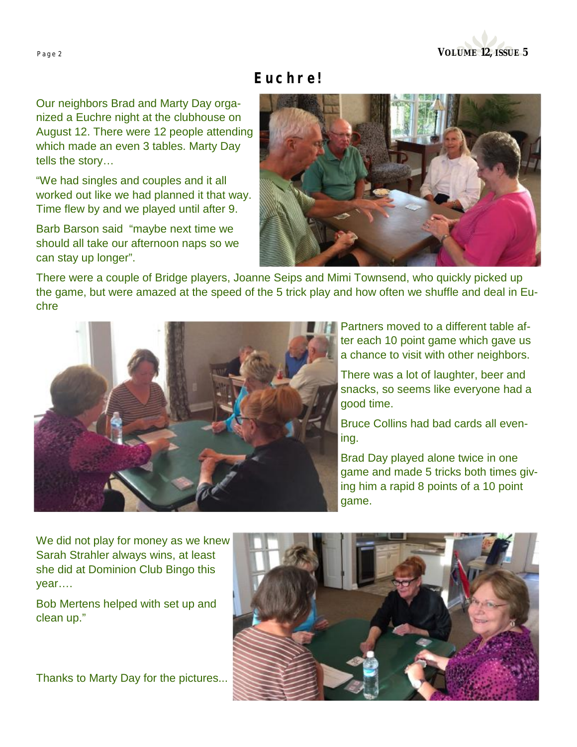# Euchre!

Our neighbors Brad and Marty Day organized a Euchre night at the clubhouse on August 12. There were 12 people attending which made an even 3 tables. Marty Day tells the story…

"We had singles and couples and it all worked out like we had planned it that way. Time flew by and we played until after 9.

Barb Barson said "maybe next time we should all take our afternoon naps so we can stay up longer".

There were a couple of Bridge players, Joanne Seips and Mimi Townsend, who quickly picked up the game, but were amazed at the speed of the 5 trick play and how often we shuffle and deal in Euchre

Partners moved to a different table after each 10 point game which gave us a chance to visit with other neighbors.

There was a lot of laughter, beer and snacks, so seems like everyone had a good time.

Bruce Collins had bad cards all evening.

Brad Day played alone twice in one game and made 5 tricks both times giving him a rapid 8 points of a 10 point game.

We did not play for money as we knew Sarah Strahler always wins, at least she did at Dominion Club Bingo this year….

Bob Mertens helped with set up and clean up."

Thanks to Marty Day for the pictures...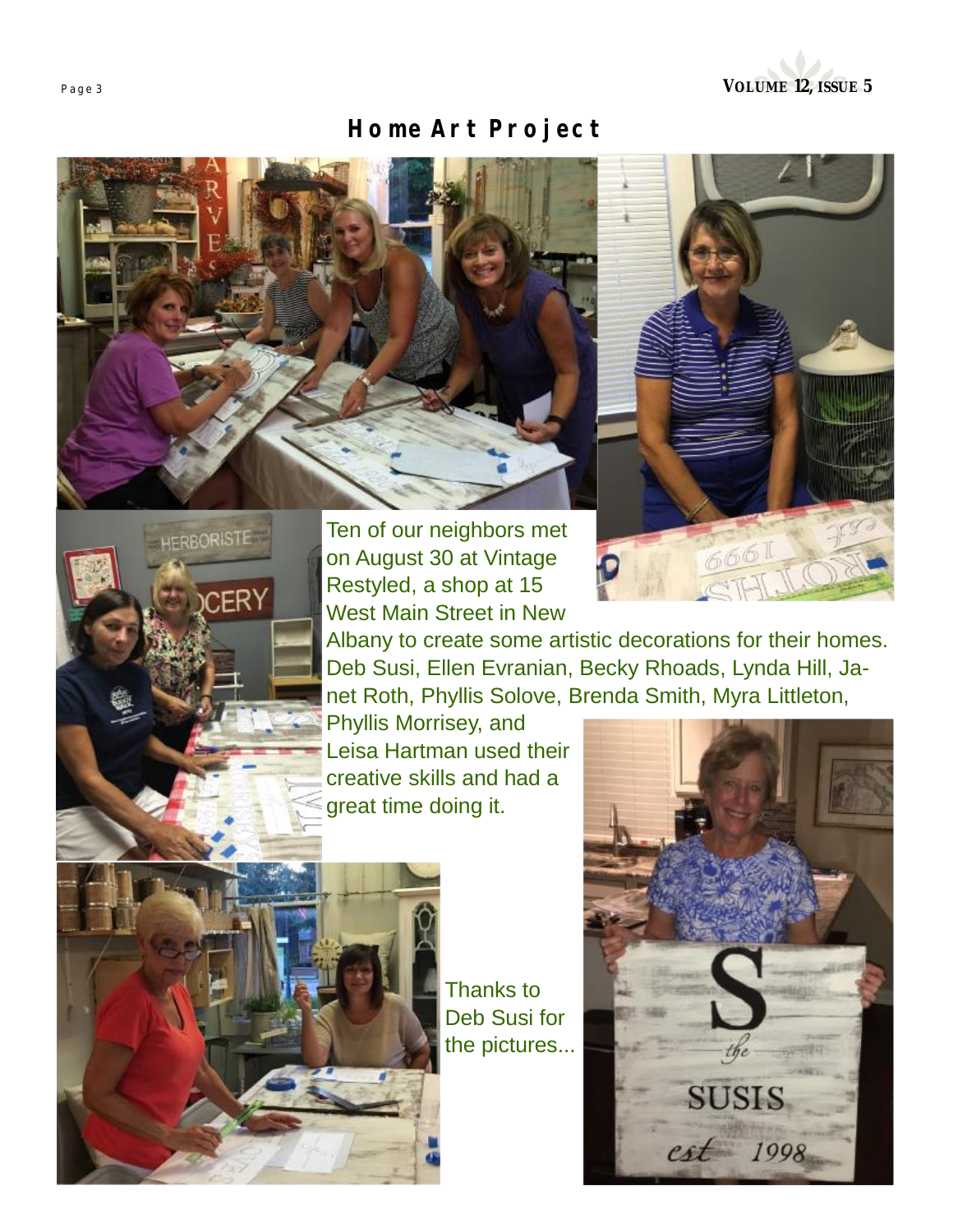# Home Art Project

Ten of our neighbors met on August 30 at Vintage Restyled, a shop at 15 West Main Street in New Albany to create some artistic decorations for their homes. Deb Susi, Ellen Evranian, Becky Rhoads, Lynda Hill, Janet Roth, Phyllis Solove, Brenda Smith, Myra Littleton, Phyllis Morrisey, and Leisa Hartman used their creative skills and had a great time doing it.

Thanks to Deb Susi for the pictures...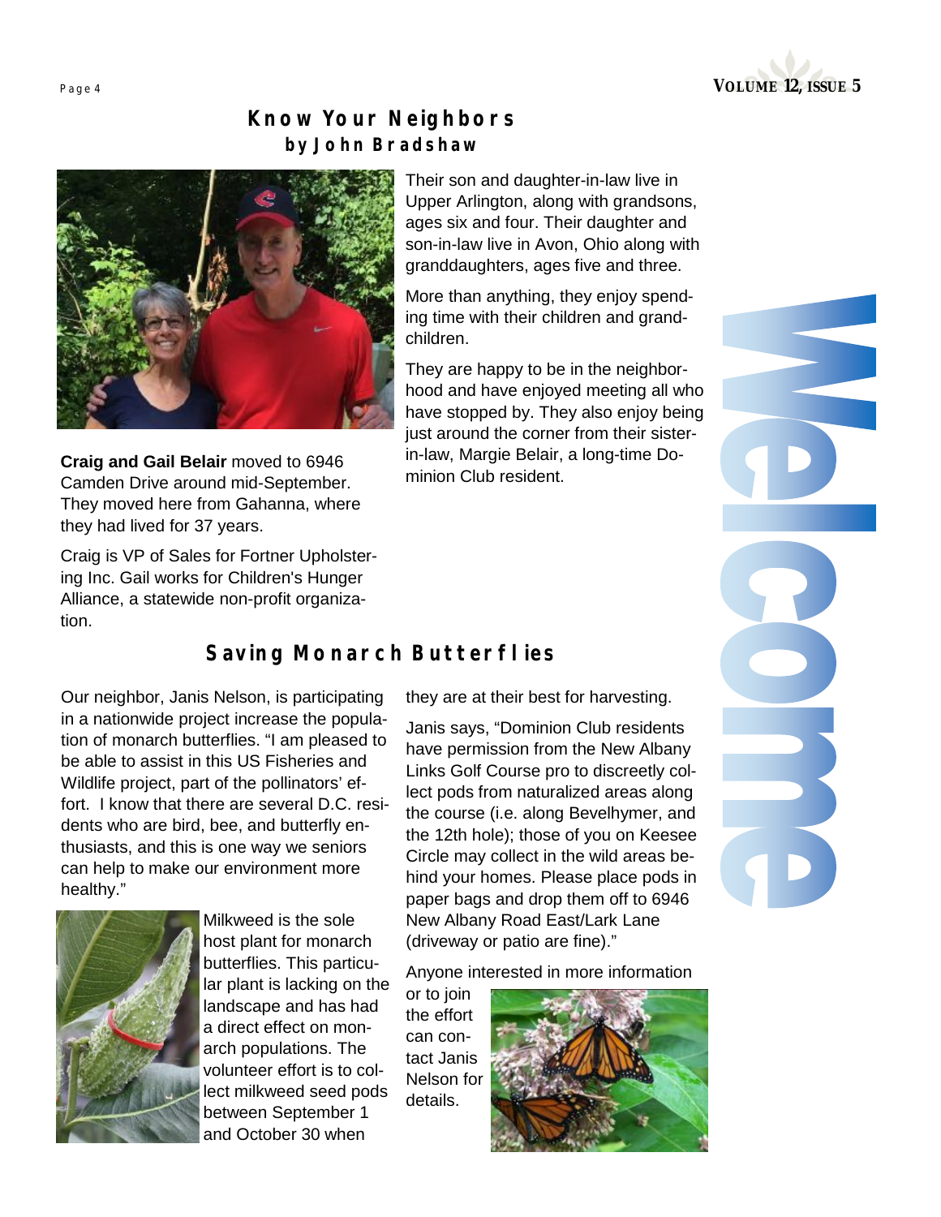## Know Your Neighbors

### by John Bradshaw

**Craig and Gail Belair** moved to 6946 Camden Drive around mid-September. They moved here from Gahanna, where they had lived for 37 years.

Craig is VP of Sales for Fortner Upholstering Inc. Gail works for Children's Hunger Alliance, a statewide non-profit organization.

Their son and daughter-in-law live in Upper Arlington, along with grandsons, ages six and four. Their daughter and son-in-law live in Avon, Ohio along with granddaughters, ages five and three.

More than anything, they enjoy spending time with their children and grandchildren.

They are happy to be in the neighborhood and have enjoyed meeting all who have stopped by. They also enjoy being just around the corner from their sister-in-law, Margie Belair, a long-time Dominion Club resident.

Welcome

## Saving Monarch Butterflies

Our neighbor, Janis Nelson, is participating in a nationwide project increase the population of monarch butterflies. "I am pleased to be able to assist in this US Fisheries and Wildlife project, part of the pollinators' effort. I know that there are several D.C. residents who are bird, bee, and butterfly enthusiasts, and this is one way we seniors can help to make our environment more healthy."

Milkweed is the sole host plant for monarch butterflies. This particular plant is lacking on the landscape and has had a direct effect on monarch populations. The volunteer effort is to collect milkweed seed pods between September 1 and October 30 when they are at their best for harvesting.

Janis says, "Dominion Club residents have permission from the New Albany Links Golf Course pro to discreetly collect pods from naturalized areas along the course (i.e. along Bevelhymer, and the 12th hole); those of you on Keesee Circle may collect in the wild areas behind your homes. Please place pods in paper bags and drop them off to 6946 New Albany Road East/Lark Lane (driveway or patio are fine)."

Anyone interested in more information or to join the effort can contact Janis Nelson for details.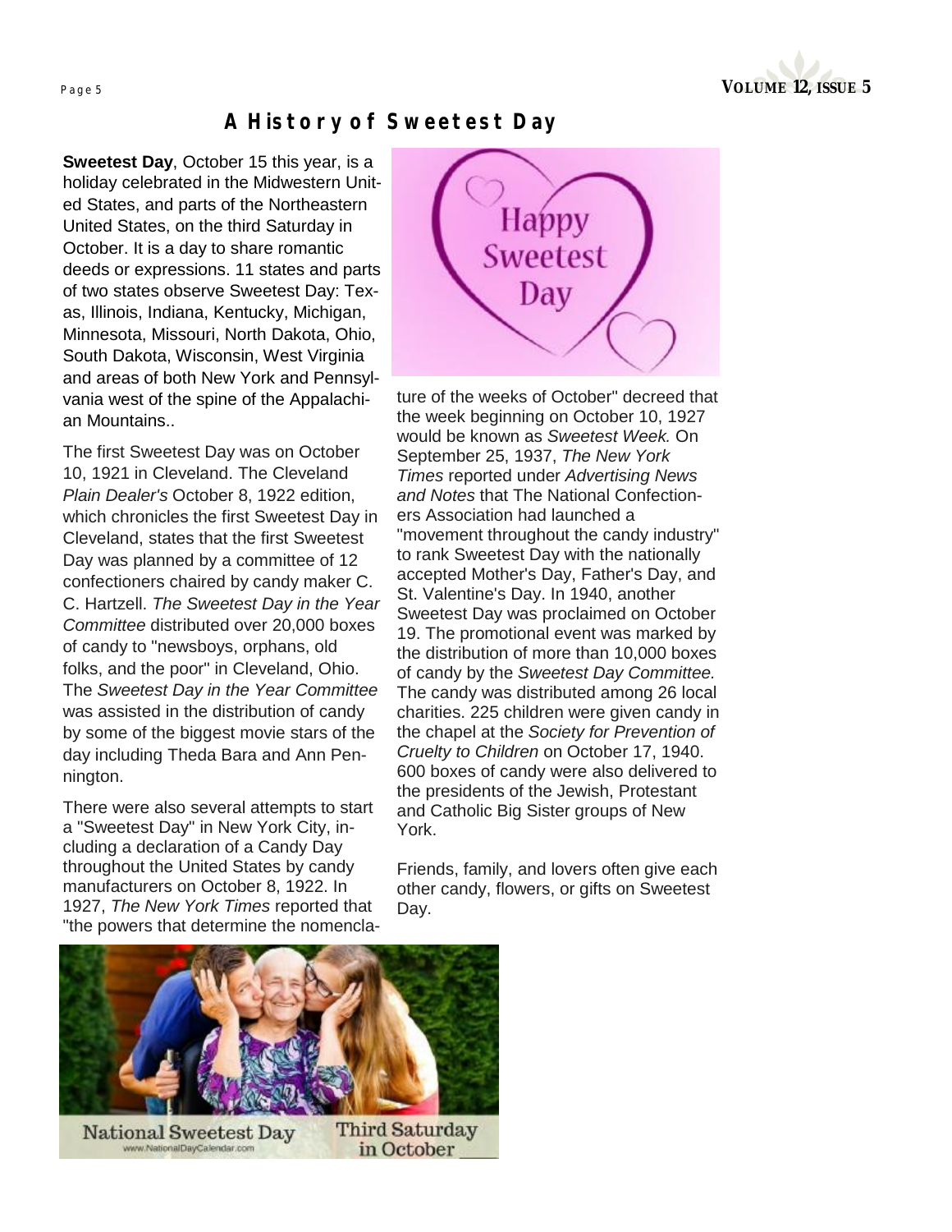# A History of Sweetest Day

**Sweetest Day**, October 15 this year, is a holiday celebrated in the Midwestern United States, and parts of the Northeastern United States, on the third Saturday in October. It is a day to share romantic deeds or expressions. 11 states and parts of two states observe Sweetest Day: Texas, Illinois, Indiana, Kentucky, Michigan, Minnesota, Missouri, North Dakota, Ohio, South Dakota, Wisconsin, West Virginia and areas of both New York and Pennsylvania west of the spine of the Appalachian Mountains..

The first Sweetest Day was on October 10, 1921 in Cleveland. The Cleveland *Plain Dealer's* October 8, 1922 edition, which chronicles the first Sweetest Day in Cleveland, states that the first Sweetest Day was planned by a committee of 12 confectioners chaired by candy maker C. C. Hartzell. *The Sweetest Day in the Year Committee* distributed over 20,000 boxes of candy to "newsboys, orphans, old folks, and the poor" in Cleveland, Ohio. The *Sweetest Day in the Year Committee* was assisted in the distribution of candy by some of the biggest movie stars of the day including Theda Bara and Ann Pennington.

There were also several attempts to start a "Sweetest Day" in New York City, including a declaration of a Candy Day throughout the United States by candy manufacturers on October 8, 1922. In 1927, *The New York Times* reported that "the powers that determine the nomenclature of the weeks of October" decreed that the week beginning on October 10, 1927 would be known as *Sweetest Week.* On September 25, 1937, *The New York Times* reported under *Advertising News and Notes* that The National Confectioners Association had launched a "movement throughout the candy industry" to rank Sweetest Day with the nationally accepted Mother's Day, Father's Day, and St. Valentine's Day. In 1940, another Sweetest Day was proclaimed on October 19. The promotional event was marked by the distribution of more than 10,000 boxes of candy by the *Sweetest Day Committee.* The candy was distributed among 26 local charities. 225 children were given candy in the chapel at the *Society for Prevention of Cruelty to Children* on October 17, 1940. 600 boxes of candy were also delivered to the presidents of the Jewish, Protestant and Catholic Big Sister groups of New York.

Friends, family, and lovers often give each other candy, flowers, or gifts on Sweetest Day.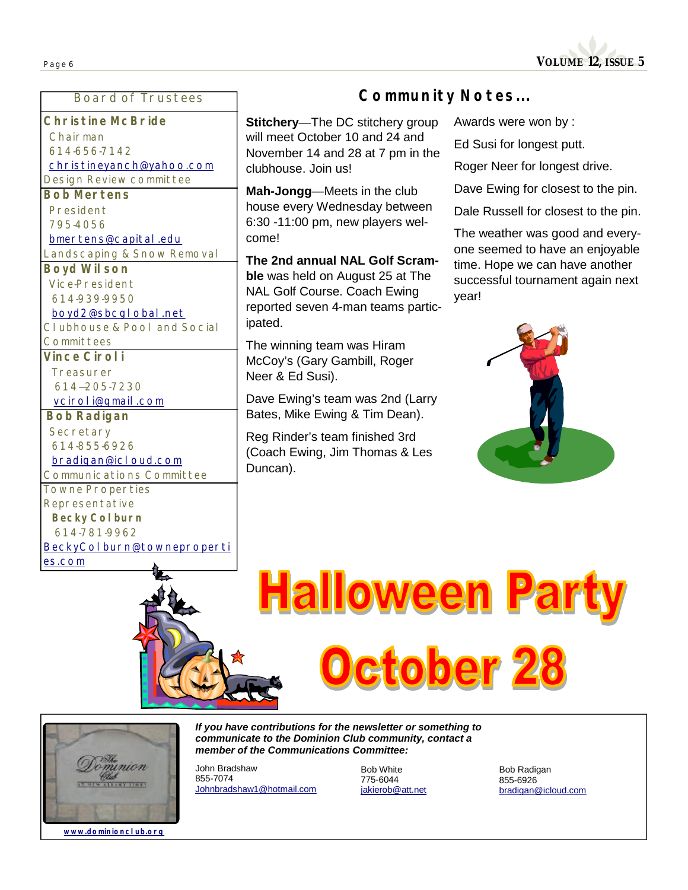## Board of Trustees

**Christine McBride**
Chairman
614-656-7142
christineyanch@yahoo.com
Design Review committee

**Bob Mertens**
President
795-4056
bmertens@capital.edu
Landscaping & Snow Removal

**Boyd Wilson**
Vice-President
614-939-9950
boyd2@sbcglobal.net
Clubhouse & Pool and Social Committees

**Vince Ciroli**
Treasurer
614—205-7230
vciroli@gmail.com

**Bob Radigan**
Secretary
614-855-6926
bradigan@icloud.com
Communications Committee

Towne Properties Representative
**Becky Colburn**
614-781-9962
BeckyColburn@towneproperties.com

## Community Notes…

**Stitchery**—The DC stitchery group will meet October 10 and 24 and November 14 and 28 at 7 pm in the clubhouse. Join us!

**Mah-Jongg**—Meets in the club house every Wednesday between 6:30 -11:00 pm, new players welcome!

**The 2nd annual NAL Golf Scramble** was held on August 25 at The NAL Golf Course. Coach Ewing reported seven 4-man teams participated.

The winning team was Hiram McCoy's (Gary Gambill, Roger Neer & Ed Susi).

Dave Ewing's team was 2nd (Larry Bates, Mike Ewing & Tim Dean).

Reg Rinder's team finished 3rd (Coach Ewing, Jim Thomas & Les Duncan).

Awards were won by :

Ed Susi for longest putt.

Roger Neer for longest drive.

Dave Ewing for closest to the pin.

Dale Russell for closest to the pin.

The weather was good and everyone seemed to have an enjoyable time. Hope we can have another successful tournament again next year!

# Halloween Party October 28

*If you have contributions for the newsletter or something to communicate to the Dominion Club community, contact a member of the Communications Committee:*

John Bradshaw
855-7074
Johnbradshaw1@hotmail.com

Bob White
775-6044
jakierob@att.net

Bob Radigan
855-6926
bradigan@icloud.com

www.dominionclub.org